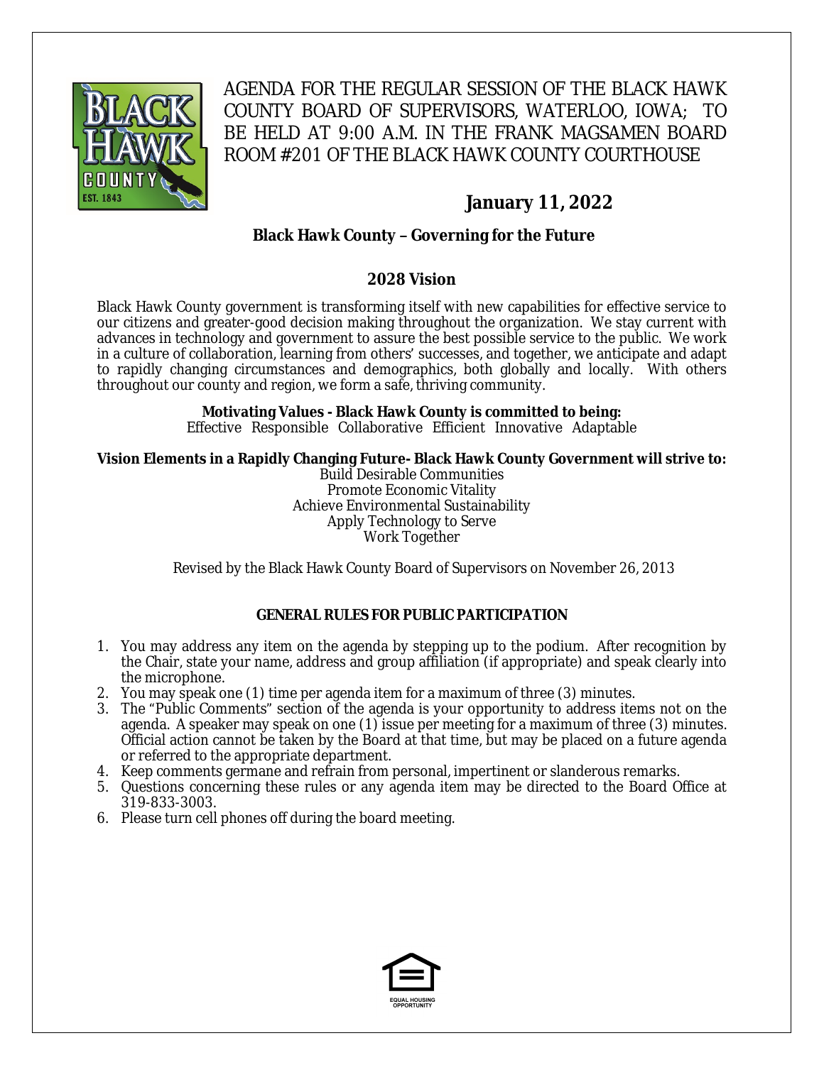AGENDA FOR THE REGULAR SESSION OF THE BLACK HAWK COUNTY BOARD OF SUPERVISORS, WATERLOO, IOWA; TO BE HELD AT 9:00 A.M. IN THE FRANK MAGSAMEN BOARD ROOM #201 OF THE BLACK HAWK COUNTY COURTHOUSE

# January 11, 2022

## Black Hawk County – Governing for the Future

## 2028 Vision

Black Hawk County government is transforming itself with new capabilities for effective service to our citizens and greater-good decision making throughout the organization. We stay current with advances in technology and government to assure the best possible service to the public. We work in a culture of collaboration, learning from others' successes, and together, we anticipate and adapt to rapidly changing circumstances and demographics, both globally and locally. With others throughout our county and region, we form a safe, thriving community.

**Motivating Values - Black Hawk County is committed to being:**
Effective Responsible Collaborative Efficient Innovative Adaptable

**Vision Elements in a Rapidly Changing Future- Black Hawk County Government will strive to:**
Build Desirable Communities
Promote Economic Vitality
Achieve Environmental Sustainability
Apply Technology to Serve
Work Together

Revised by the Black Hawk County Board of Supervisors on November 26, 2013

### GENERAL RULES FOR PUBLIC PARTICIPATION

1. You may address any item on the agenda by stepping up to the podium. After recognition by the Chair, state your name, address and group affiliation (if appropriate) and speak clearly into the microphone.
2. You may speak one (1) time per agenda item for a maximum of three (3) minutes.
3. The "Public Comments" section of the agenda is your opportunity to address items not on the agenda. A speaker may speak on one (1) issue per meeting for a maximum of three (3) minutes. Official action cannot be taken by the Board at that time, but may be placed on a future agenda or referred to the appropriate department.
4. Keep comments germane and refrain from personal, impertinent or slanderous remarks.
5. Questions concerning these rules or any agenda item may be directed to the Board Office at 319-833-3003.
6. Please turn cell phones off during the board meeting.

EQUAL HOUSING OPPORTUNITY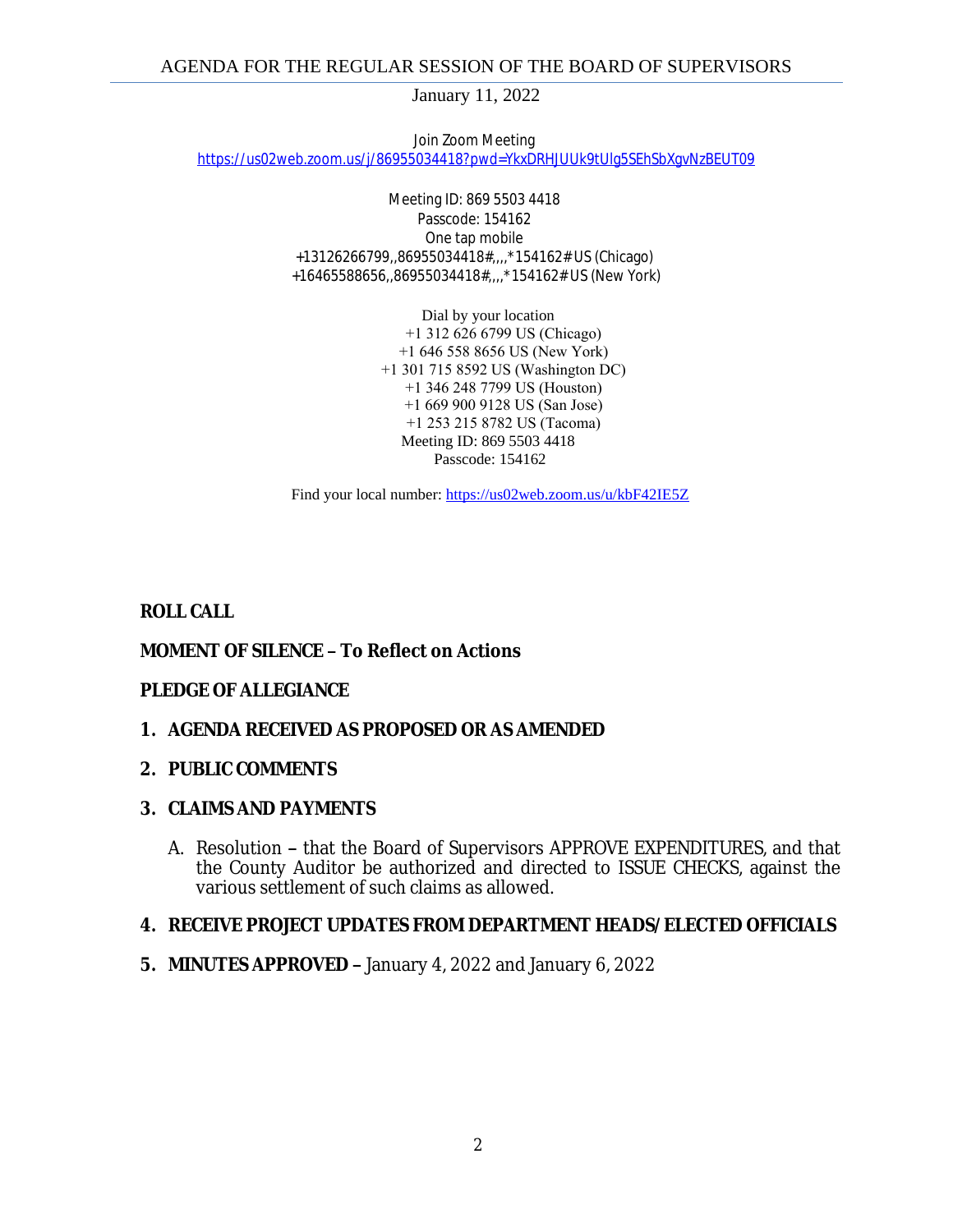# AGENDA FOR THE REGULAR SESSION OF THE BOARD OF SUPERVISORS

January 11, 2022

Join Zoom Meeting
https://us02web.zoom.us/j/86955034418?pwd=YkxDRHJUUk9tUlg5SEhSbXgvNzBEUT09

Meeting ID: 869 5503 4418
Passcode: 154162
One tap mobile
+13126266799,,86955034418#,,,,*154162# US (Chicago)
+16465588656,,86955034418#,,,,*154162# US (New York)

Dial by your location
+1 312 626 6799 US (Chicago)
+1 646 558 8656 US (New York)
+1 301 715 8592 US (Washington DC)
+1 346 248 7799 US (Houston)
+1 669 900 9128 US (San Jose)
+1 253 215 8782 US (Tacoma)
Meeting ID: 869 5503 4418
Passcode: 154162

Find your local number: https://us02web.zoom.us/u/kbF42IE5Z

**ROLL CALL**

**MOMENT OF SILENCE – To Reflect on Actions**

**PLEDGE OF ALLEGIANCE**

1. **AGENDA RECEIVED AS PROPOSED OR AS AMENDED**

2. **PUBLIC COMMENTS**

3. **CLAIMS AND PAYMENTS**

   A. Resolution **–** that the Board of Supervisors APPROVE EXPENDITURES, and that the County Auditor be authorized and directed to ISSUE CHECKS, against the various settlement of such claims as allowed.

4. **RECEIVE PROJECT UPDATES FROM DEPARTMENT HEADS/ ELECTED OFFICIALS**

5. **MINUTES APPROVED –** January 4, 2022 and January 6, 2022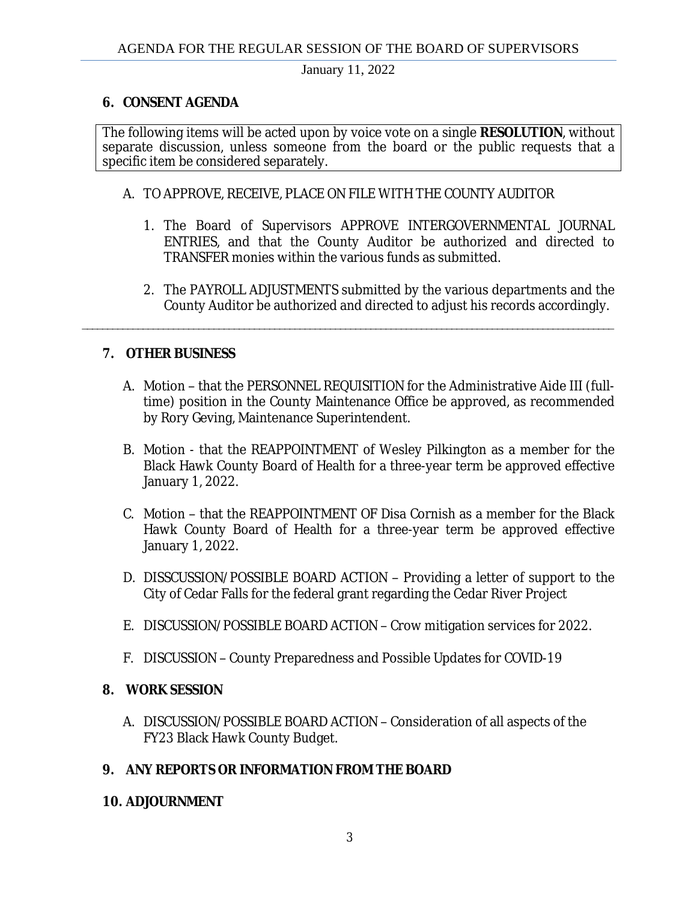## 6. CONSENT AGENDA

The following items will be acted upon by voice vote on a single **RESOLUTION**, without separate discussion, unless someone from the board or the public requests that a specific item be considered separately.

A. TO APPROVE, RECEIVE, PLACE ON FILE WITH THE COUNTY AUDITOR

1. The Board of Supervisors APPROVE INTERGOVERNMENTAL JOURNAL ENTRIES, and that the County Auditor be authorized and directed to TRANSFER monies within the various funds as submitted.

2. The PAYROLL ADJUSTMENTS submitted by the various departments and the County Auditor be authorized and directed to adjust his records accordingly.

---

## 7. OTHER BUSINESS

A. Motion – that the PERSONNEL REQUISITION for the Administrative Aide III (full-time) position in the County Maintenance Office be approved, as recommended by Rory Geving, Maintenance Superintendent.

B. Motion - that the REAPPOINTMENT of Wesley Pilkington as a member for the Black Hawk County Board of Health for a three-year term be approved effective January 1, 2022.

C. Motion – that the REAPPOINTMENT OF Disa Cornish as a member for the Black Hawk County Board of Health for a three-year term be approved effective January 1, 2022.

D. DISSCUSSION/POSSIBLE BOARD ACTION – Providing a letter of support to the City of Cedar Falls for the federal grant regarding the Cedar River Project

E. DISCUSSION/POSSIBLE BOARD ACTION – Crow mitigation services for 2022.

F. DISCUSSION – County Preparedness and Possible Updates for COVID-19

## 8. WORK SESSION

A. DISCUSSION/POSSIBLE BOARD ACTION – Consideration of all aspects of the FY23 Black Hawk County Budget.

## 9. ANY REPORTS OR INFORMATION FROM THE BOARD

## 10. ADJOURNMENT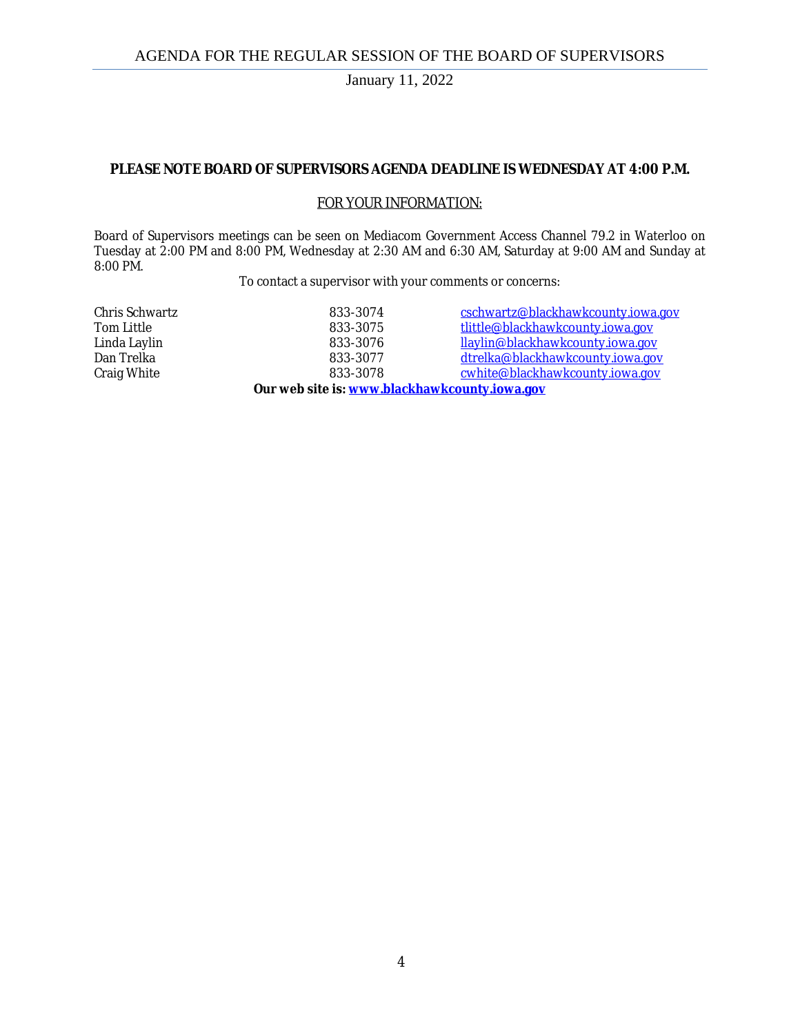**PLEASE NOTE BOARD OF SUPERVISORS AGENDA DEADLINE IS WEDNESDAY AT 4:00 P.M.**

FOR YOUR INFORMATION:

Board of Supervisors meetings can be seen on Mediacom Government Access Channel 79.2 in Waterloo on Tuesday at 2:00 PM and 8:00 PM, Wednesday at 2:30 AM and 6:30 AM, Saturday at 9:00 AM and Sunday at 8:00 PM.

To contact a supervisor with your comments or concerns:

| | | |
|---|---|---|
| Chris Schwartz | 833-3074 | cschwartz@blackhawkcounty.iowa.gov |
| Tom Little | 833-3075 | tlittle@blackhawkcounty.iowa.gov |
| Linda Laylin | 833-3076 | llaylin@blackhawkcounty.iowa.gov |
| Dan Trelka | 833-3077 | dtrelka@blackhawkcounty.iowa.gov |
| Craig White | 833-3078 | cwhite@blackhawkcounty.iowa.gov |

**Our web site is: www.blackhawkcounty.iowa.gov**